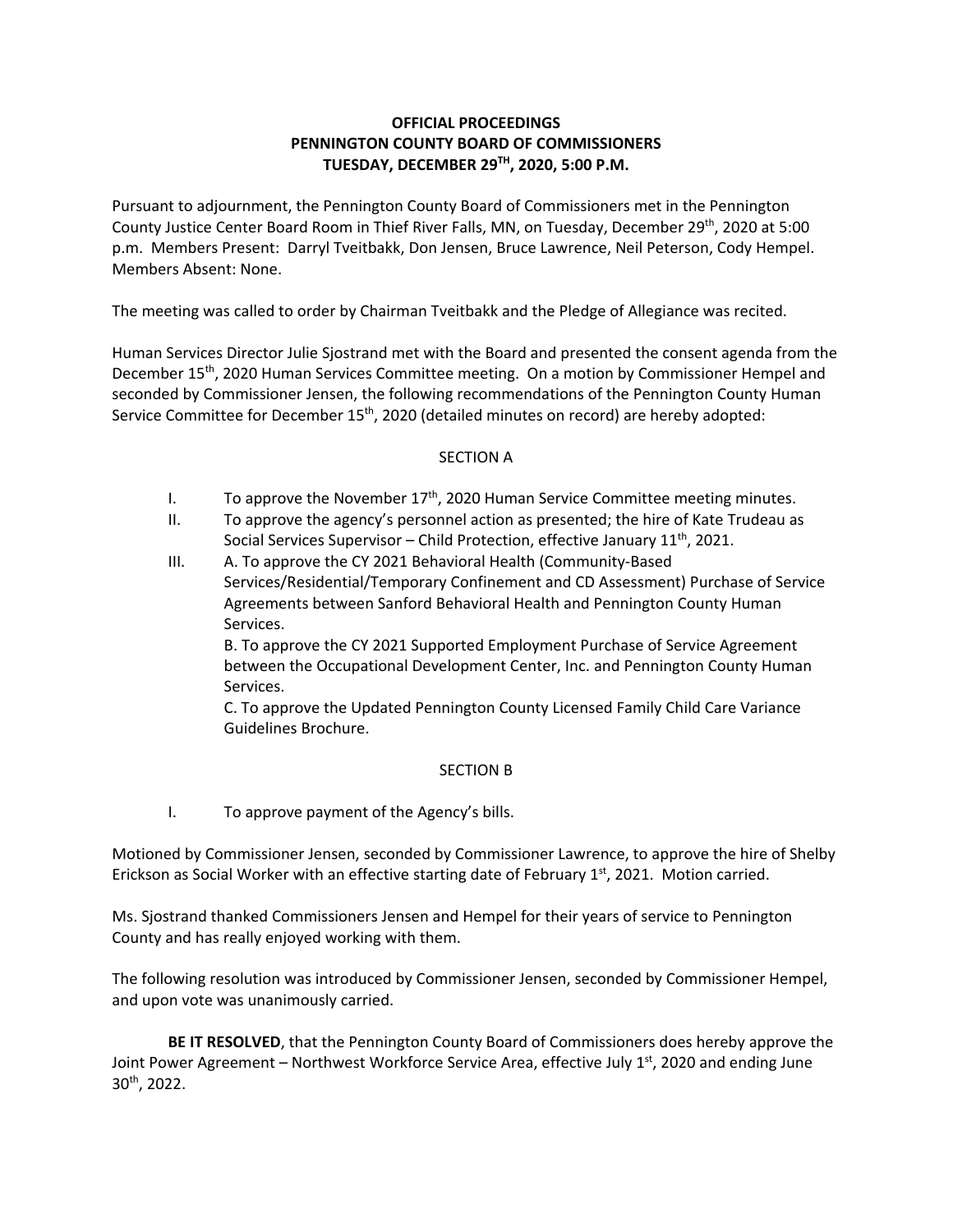**OFFICIAL PROCEEDINGS**
**PENNINGTON COUNTY BOARD OF COMMISSIONERS**
**TUESDAY, DECEMBER 29TH, 2020, 5:00 P.M.**

Pursuant to adjournment, the Pennington County Board of Commissioners met in the Pennington County Justice Center Board Room in Thief River Falls, MN, on Tuesday, December 29th, 2020 at 5:00 p.m. Members Present: Darryl Tveitbakk, Don Jensen, Bruce Lawrence, Neil Peterson, Cody Hempel. Members Absent: None.

The meeting was called to order by Chairman Tveitbakk and the Pledge of Allegiance was recited.

Human Services Director Julie Sjostrand met with the Board and presented the consent agenda from the December 15th, 2020 Human Services Committee meeting. On a motion by Commissioner Hempel and seconded by Commissioner Jensen, the following recommendations of the Pennington County Human Service Committee for December 15th, 2020 (detailed minutes on record) are hereby adopted:

SECTION A

I. To approve the November 17th, 2020 Human Service Committee meeting minutes.

II. To approve the agency's personnel action as presented; the hire of Kate Trudeau as Social Services Supervisor – Child Protection, effective January 11th, 2021.

III. A. To approve the CY 2021 Behavioral Health (Community-Based Services/Residential/Temporary Confinement and CD Assessment) Purchase of Service Agreements between Sanford Behavioral Health and Pennington County Human Services.

B. To approve the CY 2021 Supported Employment Purchase of Service Agreement between the Occupational Development Center, Inc. and Pennington County Human Services.

C. To approve the Updated Pennington County Licensed Family Child Care Variance Guidelines Brochure.

SECTION B

I. To approve payment of the Agency's bills.

Motioned by Commissioner Jensen, seconded by Commissioner Lawrence, to approve the hire of Shelby Erickson as Social Worker with an effective starting date of February 1st, 2021. Motion carried.

Ms. Sjostrand thanked Commissioners Jensen and Hempel for their years of service to Pennington County and has really enjoyed working with them.

The following resolution was introduced by Commissioner Jensen, seconded by Commissioner Hempel, and upon vote was unanimously carried.

**BE IT RESOLVED**, that the Pennington County Board of Commissioners does hereby approve the Joint Power Agreement – Northwest Workforce Service Area, effective July 1st, 2020 and ending June 30th, 2022.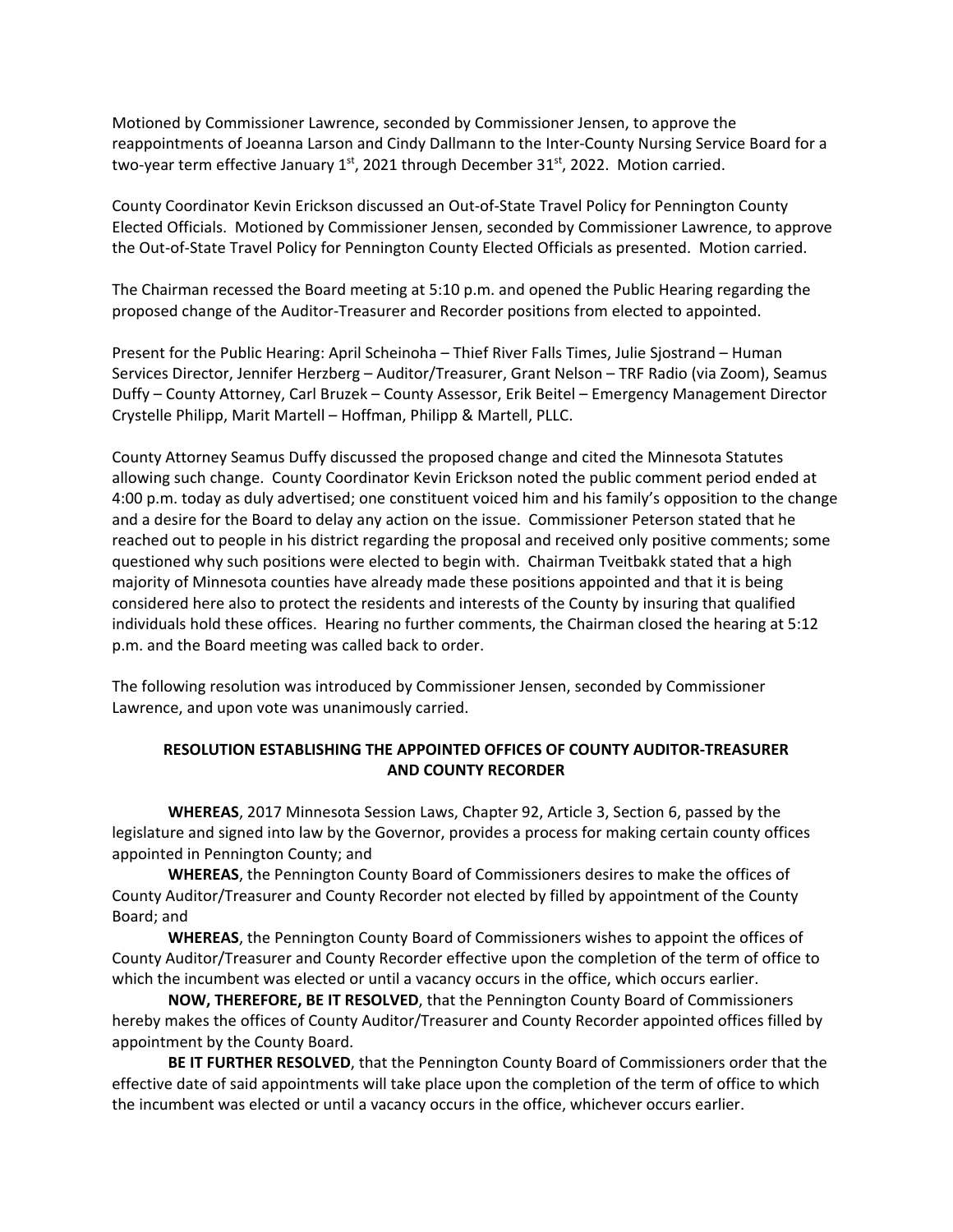Motioned by Commissioner Lawrence, seconded by Commissioner Jensen, to approve the reappointments of Joeanna Larson and Cindy Dallmann to the Inter-County Nursing Service Board for a two-year term effective January 1st, 2021 through December 31st, 2022. Motion carried.

County Coordinator Kevin Erickson discussed an Out-of-State Travel Policy for Pennington County Elected Officials. Motioned by Commissioner Jensen, seconded by Commissioner Lawrence, to approve the Out-of-State Travel Policy for Pennington County Elected Officials as presented. Motion carried.

The Chairman recessed the Board meeting at 5:10 p.m. and opened the Public Hearing regarding the proposed change of the Auditor-Treasurer and Recorder positions from elected to appointed.

Present for the Public Hearing: April Scheinoha – Thief River Falls Times, Julie Sjostrand – Human Services Director, Jennifer Herzberg – Auditor/Treasurer, Grant Nelson – TRF Radio (via Zoom), Seamus Duffy – County Attorney, Carl Bruzek – County Assessor, Erik Beitel – Emergency Management Director Crystelle Philipp, Marit Martell – Hoffman, Philipp & Martell, PLLC.

County Attorney Seamus Duffy discussed the proposed change and cited the Minnesota Statutes allowing such change. County Coordinator Kevin Erickson noted the public comment period ended at 4:00 p.m. today as duly advertised; one constituent voiced him and his family's opposition to the change and a desire for the Board to delay any action on the issue. Commissioner Peterson stated that he reached out to people in his district regarding the proposal and received only positive comments; some questioned why such positions were elected to begin with. Chairman Tveitbakk stated that a high majority of Minnesota counties have already made these positions appointed and that it is being considered here also to protect the residents and interests of the County by insuring that qualified individuals hold these offices. Hearing no further comments, the Chairman closed the hearing at 5:12 p.m. and the Board meeting was called back to order.

The following resolution was introduced by Commissioner Jensen, seconded by Commissioner Lawrence, and upon vote was unanimously carried.

## RESOLUTION ESTABLISHING THE APPOINTED OFFICES OF COUNTY AUDITOR-TREASURER AND COUNTY RECORDER

**WHEREAS**, 2017 Minnesota Session Laws, Chapter 92, Article 3, Section 6, passed by the legislature and signed into law by the Governor, provides a process for making certain county offices appointed in Pennington County; and

**WHEREAS**, the Pennington County Board of Commissioners desires to make the offices of County Auditor/Treasurer and County Recorder not elected by filled by appointment of the County Board; and

**WHEREAS**, the Pennington County Board of Commissioners wishes to appoint the offices of County Auditor/Treasurer and County Recorder effective upon the completion of the term of office to which the incumbent was elected or until a vacancy occurs in the office, which occurs earlier.

**NOW, THEREFORE, BE IT RESOLVED**, that the Pennington County Board of Commissioners hereby makes the offices of County Auditor/Treasurer and County Recorder appointed offices filled by appointment by the County Board.

**BE IT FURTHER RESOLVED**, that the Pennington County Board of Commissioners order that the effective date of said appointments will take place upon the completion of the term of office to which the incumbent was elected or until a vacancy occurs in the office, whichever occurs earlier.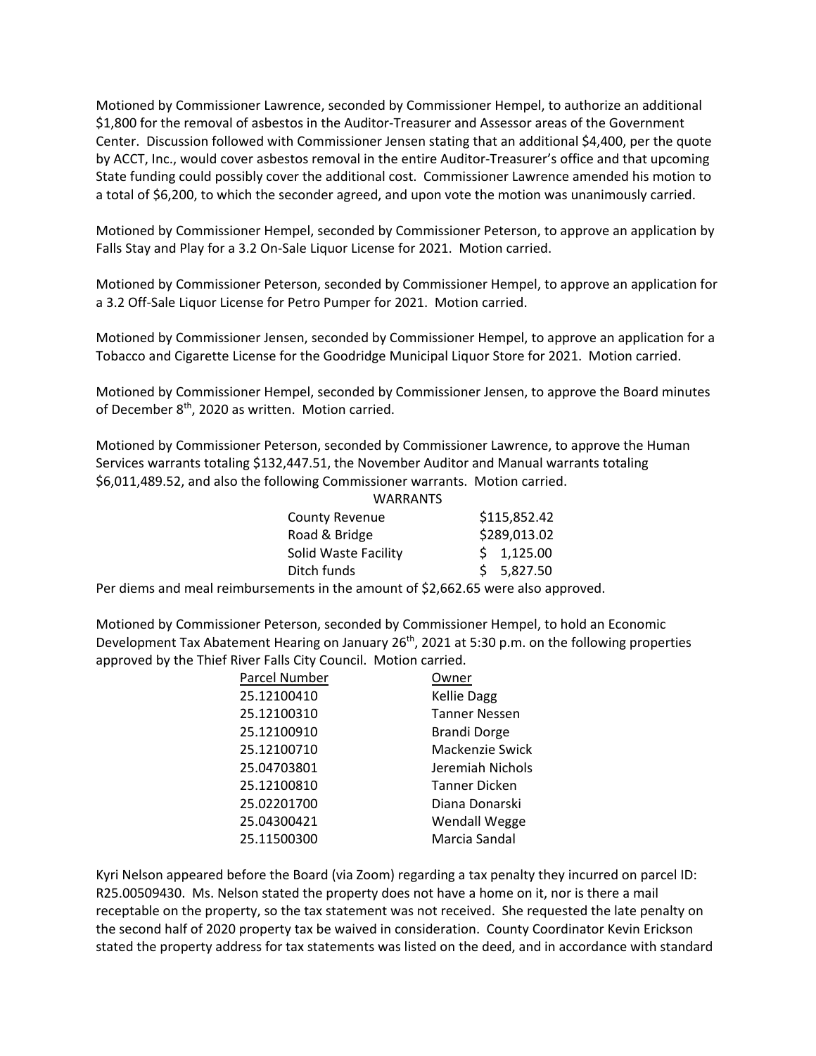Motioned by Commissioner Lawrence, seconded by Commissioner Hempel, to authorize an additional $1,800 for the removal of asbestos in the Auditor-Treasurer and Assessor areas of the Government Center. Discussion followed with Commissioner Jensen stating that an additional $4,400, per the quote by ACCT, Inc., would cover asbestos removal in the entire Auditor-Treasurer's office and that upcoming State funding could possibly cover the additional cost. Commissioner Lawrence amended his motion to a total of $6,200, to which the seconder agreed, and upon vote the motion was unanimously carried.

Motioned by Commissioner Hempel, seconded by Commissioner Peterson, to approve an application by Falls Stay and Play for a 3.2 On-Sale Liquor License for 2021. Motion carried.

Motioned by Commissioner Peterson, seconded by Commissioner Hempel, to approve an application for a 3.2 Off-Sale Liquor License for Petro Pumper for 2021. Motion carried.

Motioned by Commissioner Jensen, seconded by Commissioner Hempel, to approve an application for a Tobacco and Cigarette License for the Goodridge Municipal Liquor Store for 2021. Motion carried.

Motioned by Commissioner Hempel, seconded by Commissioner Jensen, to approve the Board minutes of December 8th, 2020 as written. Motion carried.

Motioned by Commissioner Peterson, seconded by Commissioner Lawrence, to approve the Human Services warrants totaling $132,447.51, the November Auditor and Manual warrants totaling $6,011,489.52, and also the following Commissioner warrants. Motion carried.

| WARRANTS | |
|---|---|
| County Revenue | $115,852.42 |
| Road & Bridge | $289,013.02 |
| Solid Waste Facility | $ 1,125.00 |
| Ditch funds | $ 5,827.50 |

Per diems and meal reimbursements in the amount of $2,662.65 were also approved.

Motioned by Commissioner Peterson, seconded by Commissioner Hempel, to hold an Economic Development Tax Abatement Hearing on January 26th, 2021 at 5:30 p.m. on the following properties approved by the Thief River Falls City Council. Motion carried.

| Parcel Number | Owner |
|---|---|
| 25.12100410 | Kellie Dagg |
| 25.12100310 | Tanner Nessen |
| 25.12100910 | Brandi Dorge |
| 25.12100710 | Mackenzie Swick |
| 25.04703801 | Jeremiah Nichols |
| 25.12100810 | Tanner Dicken |
| 25.02201700 | Diana Donarski |
| 25.04300421 | Wendall Wegge |
| 25.11500300 | Marcia Sandal |

Kyri Nelson appeared before the Board (via Zoom) regarding a tax penalty they incurred on parcel ID: R25.00509430. Ms. Nelson stated the property does not have a home on it, nor is there a mail receptable on the property, so the tax statement was not received. She requested the late penalty on the second half of 2020 property tax be waived in consideration. County Coordinator Kevin Erickson stated the property address for tax statements was listed on the deed, and in accordance with standard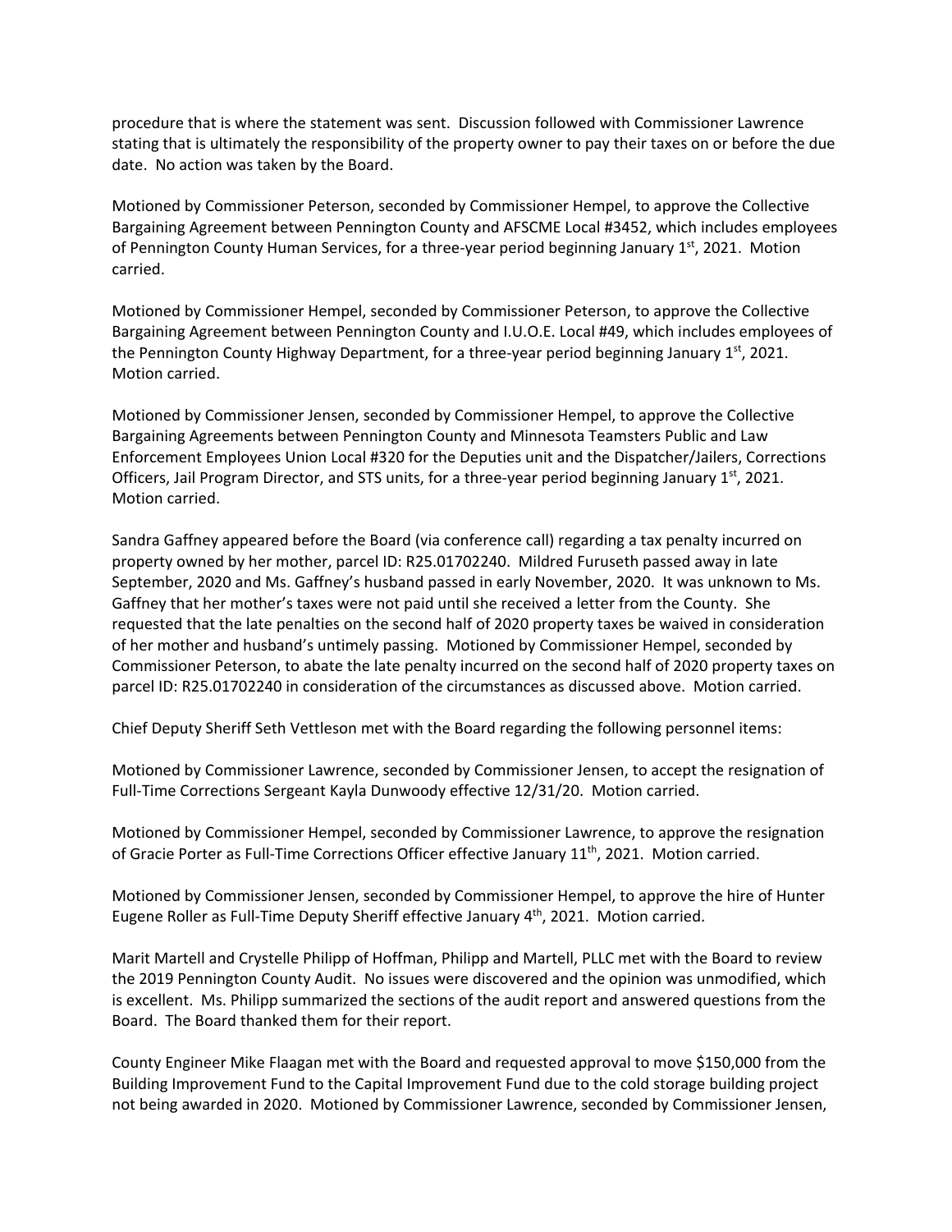procedure that is where the statement was sent. Discussion followed with Commissioner Lawrence stating that is ultimately the responsibility of the property owner to pay their taxes on or before the due date. No action was taken by the Board.

Motioned by Commissioner Peterson, seconded by Commissioner Hempel, to approve the Collective Bargaining Agreement between Pennington County and AFSCME Local #3452, which includes employees of Pennington County Human Services, for a three-year period beginning January 1st, 2021. Motion carried.

Motioned by Commissioner Hempel, seconded by Commissioner Peterson, to approve the Collective Bargaining Agreement between Pennington County and I.U.O.E. Local #49, which includes employees of the Pennington County Highway Department, for a three-year period beginning January 1st, 2021. Motion carried.

Motioned by Commissioner Jensen, seconded by Commissioner Hempel, to approve the Collective Bargaining Agreements between Pennington County and Minnesota Teamsters Public and Law Enforcement Employees Union Local #320 for the Deputies unit and the Dispatcher/Jailers, Corrections Officers, Jail Program Director, and STS units, for a three-year period beginning January 1st, 2021. Motion carried.

Sandra Gaffney appeared before the Board (via conference call) regarding a tax penalty incurred on property owned by her mother, parcel ID: R25.01702240. Mildred Furuseth passed away in late September, 2020 and Ms. Gaffney's husband passed in early November, 2020. It was unknown to Ms. Gaffney that her mother's taxes were not paid until she received a letter from the County. She requested that the late penalties on the second half of 2020 property taxes be waived in consideration of her mother and husband's untimely passing. Motioned by Commissioner Hempel, seconded by Commissioner Peterson, to abate the late penalty incurred on the second half of 2020 property taxes on parcel ID: R25.01702240 in consideration of the circumstances as discussed above. Motion carried.

Chief Deputy Sheriff Seth Vettleson met with the Board regarding the following personnel items:

Motioned by Commissioner Lawrence, seconded by Commissioner Jensen, to accept the resignation of Full-Time Corrections Sergeant Kayla Dunwoody effective 12/31/20. Motion carried.

Motioned by Commissioner Hempel, seconded by Commissioner Lawrence, to approve the resignation of Gracie Porter as Full-Time Corrections Officer effective January 11th, 2021. Motion carried.

Motioned by Commissioner Jensen, seconded by Commissioner Hempel, to approve the hire of Hunter Eugene Roller as Full-Time Deputy Sheriff effective January 4th, 2021. Motion carried.

Marit Martell and Crystelle Philipp of Hoffman, Philipp and Martell, PLLC met with the Board to review the 2019 Pennington County Audit. No issues were discovered and the opinion was unmodified, which is excellent. Ms. Philipp summarized the sections of the audit report and answered questions from the Board. The Board thanked them for their report.

County Engineer Mike Flaagan met with the Board and requested approval to move $150,000 from the Building Improvement Fund to the Capital Improvement Fund due to the cold storage building project not being awarded in 2020. Motioned by Commissioner Lawrence, seconded by Commissioner Jensen,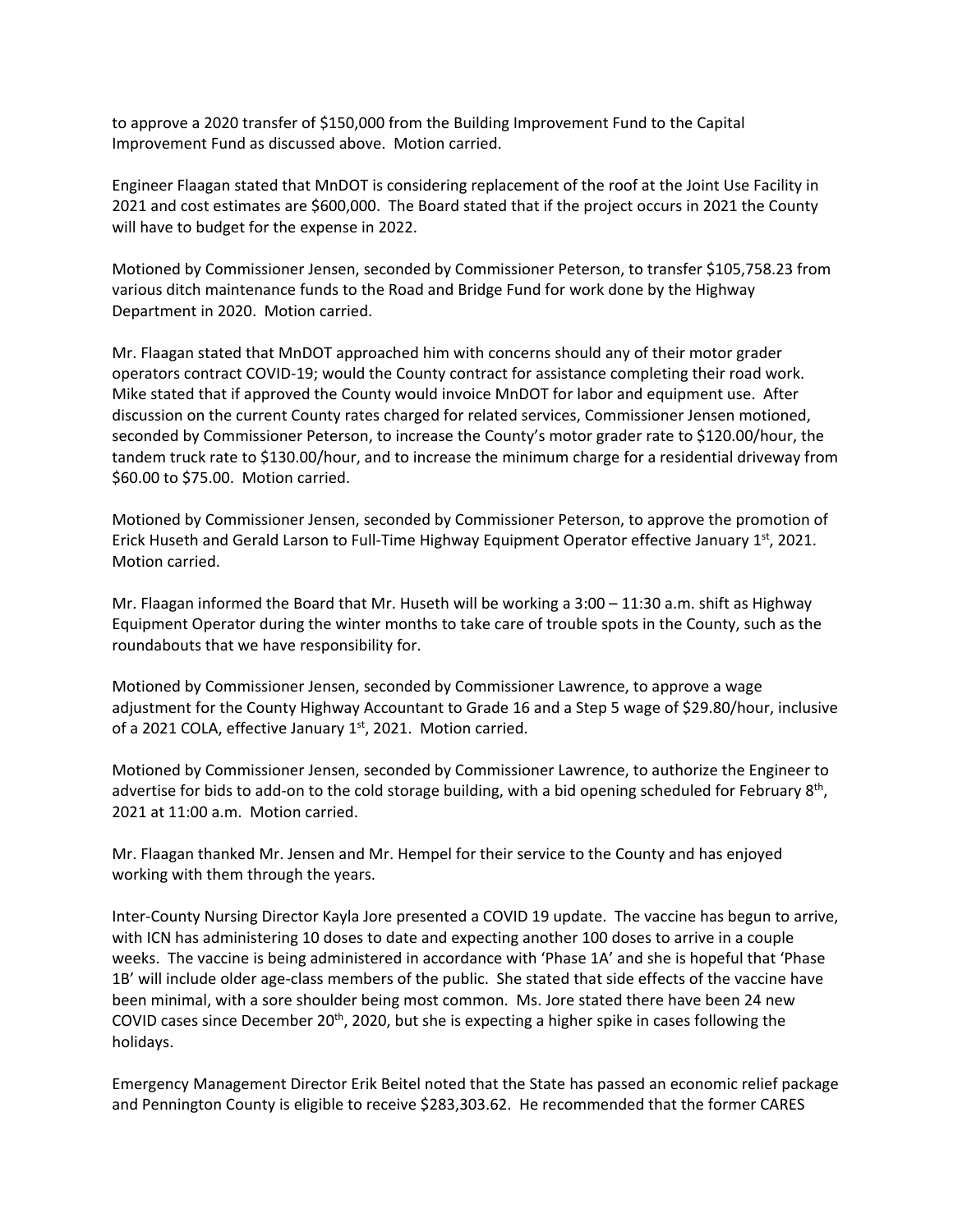to approve a 2020 transfer of $150,000 from the Building Improvement Fund to the Capital Improvement Fund as discussed above. Motion carried.

Engineer Flaagan stated that MnDOT is considering replacement of the roof at the Joint Use Facility in 2021 and cost estimates are $600,000. The Board stated that if the project occurs in 2021 the County will have to budget for the expense in 2022.

Motioned by Commissioner Jensen, seconded by Commissioner Peterson, to transfer $105,758.23 from various ditch maintenance funds to the Road and Bridge Fund for work done by the Highway Department in 2020. Motion carried.

Mr. Flaagan stated that MnDOT approached him with concerns should any of their motor grader operators contract COVID-19; would the County contract for assistance completing their road work. Mike stated that if approved the County would invoice MnDOT for labor and equipment use. After discussion on the current County rates charged for related services, Commissioner Jensen motioned, seconded by Commissioner Peterson, to increase the County's motor grader rate to $120.00/hour, the tandem truck rate to $130.00/hour, and to increase the minimum charge for a residential driveway from $60.00 to $75.00. Motion carried.

Motioned by Commissioner Jensen, seconded by Commissioner Peterson, to approve the promotion of Erick Huseth and Gerald Larson to Full-Time Highway Equipment Operator effective January 1st, 2021. Motion carried.

Mr. Flaagan informed the Board that Mr. Huseth will be working a 3:00 – 11:30 a.m. shift as Highway Equipment Operator during the winter months to take care of trouble spots in the County, such as the roundabouts that we have responsibility for.

Motioned by Commissioner Jensen, seconded by Commissioner Lawrence, to approve a wage adjustment for the County Highway Accountant to Grade 16 and a Step 5 wage of $29.80/hour, inclusive of a 2021 COLA, effective January 1st, 2021. Motion carried.

Motioned by Commissioner Jensen, seconded by Commissioner Lawrence, to authorize the Engineer to advertise for bids to add-on to the cold storage building, with a bid opening scheduled for February 8th, 2021 at 11:00 a.m. Motion carried.

Mr. Flaagan thanked Mr. Jensen and Mr. Hempel for their service to the County and has enjoyed working with them through the years.

Inter-County Nursing Director Kayla Jore presented a COVID 19 update. The vaccine has begun to arrive, with ICN has administering 10 doses to date and expecting another 100 doses to arrive in a couple weeks. The vaccine is being administered in accordance with 'Phase 1A' and she is hopeful that 'Phase 1B' will include older age-class members of the public. She stated that side effects of the vaccine have been minimal, with a sore shoulder being most common. Ms. Jore stated there have been 24 new COVID cases since December 20th, 2020, but she is expecting a higher spike in cases following the holidays.

Emergency Management Director Erik Beitel noted that the State has passed an economic relief package and Pennington County is eligible to receive $283,303.62. He recommended that the former CARES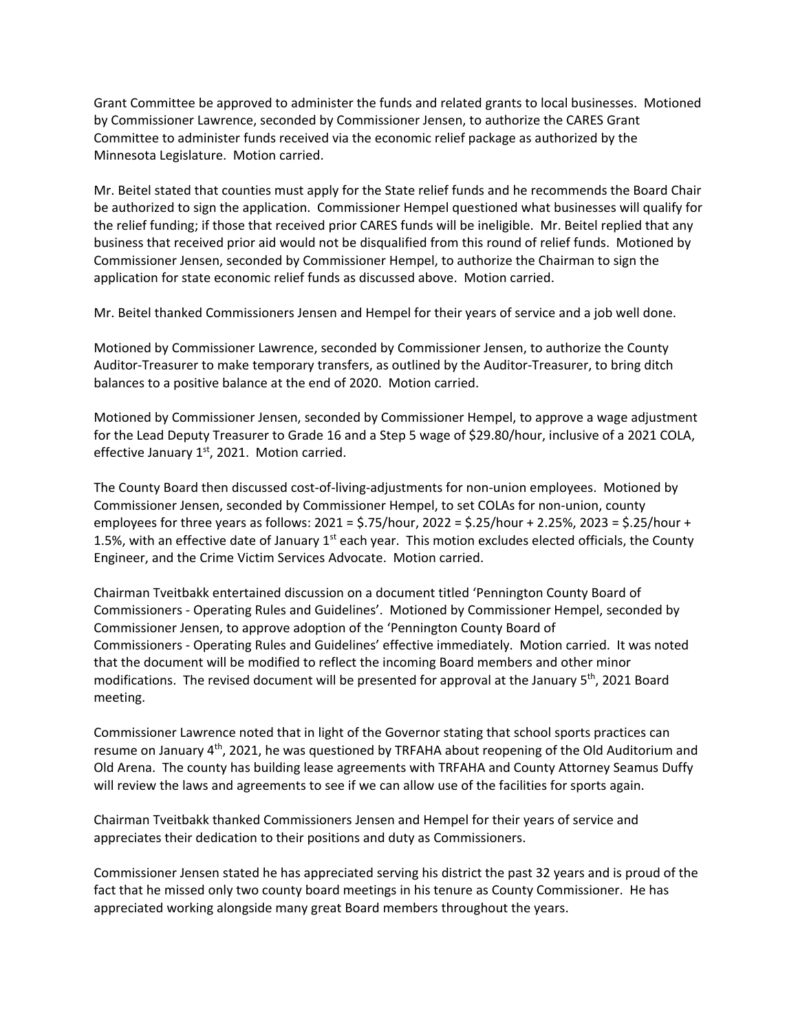Grant Committee be approved to administer the funds and related grants to local businesses. Motioned by Commissioner Lawrence, seconded by Commissioner Jensen, to authorize the CARES Grant Committee to administer funds received via the economic relief package as authorized by the Minnesota Legislature. Motion carried.

Mr. Beitel stated that counties must apply for the State relief funds and he recommends the Board Chair be authorized to sign the application. Commissioner Hempel questioned what businesses will qualify for the relief funding; if those that received prior CARES funds will be ineligible. Mr. Beitel replied that any business that received prior aid would not be disqualified from this round of relief funds. Motioned by Commissioner Jensen, seconded by Commissioner Hempel, to authorize the Chairman to sign the application for state economic relief funds as discussed above. Motion carried.

Mr. Beitel thanked Commissioners Jensen and Hempel for their years of service and a job well done.

Motioned by Commissioner Lawrence, seconded by Commissioner Jensen, to authorize the County Auditor-Treasurer to make temporary transfers, as outlined by the Auditor-Treasurer, to bring ditch balances to a positive balance at the end of 2020. Motion carried.

Motioned by Commissioner Jensen, seconded by Commissioner Hempel, to approve a wage adjustment for the Lead Deputy Treasurer to Grade 16 and a Step 5 wage of $29.80/hour, inclusive of a 2021 COLA, effective January 1st, 2021. Motion carried.

The County Board then discussed cost-of-living-adjustments for non-union employees. Motioned by Commissioner Jensen, seconded by Commissioner Hempel, to set COLAs for non-union, county employees for three years as follows: 2021 = $.75/hour, 2022 = $.25/hour + 2.25%, 2023 = $.25/hour + 1.5%, with an effective date of January 1st each year. This motion excludes elected officials, the County Engineer, and the Crime Victim Services Advocate. Motion carried.

Chairman Tveitbakk entertained discussion on a document titled 'Pennington County Board of Commissioners - Operating Rules and Guidelines'. Motioned by Commissioner Hempel, seconded by Commissioner Jensen, to approve adoption of the 'Pennington County Board of Commissioners - Operating Rules and Guidelines' effective immediately. Motion carried. It was noted that the document will be modified to reflect the incoming Board members and other minor modifications. The revised document will be presented for approval at the January 5th, 2021 Board meeting.

Commissioner Lawrence noted that in light of the Governor stating that school sports practices can resume on January 4th, 2021, he was questioned by TRFAHA about reopening of the Old Auditorium and Old Arena. The county has building lease agreements with TRFAHA and County Attorney Seamus Duffy will review the laws and agreements to see if we can allow use of the facilities for sports again.

Chairman Tveitbakk thanked Commissioners Jensen and Hempel for their years of service and appreciates their dedication to their positions and duty as Commissioners.

Commissioner Jensen stated he has appreciated serving his district the past 32 years and is proud of the fact that he missed only two county board meetings in his tenure as County Commissioner. He has appreciated working alongside many great Board members throughout the years.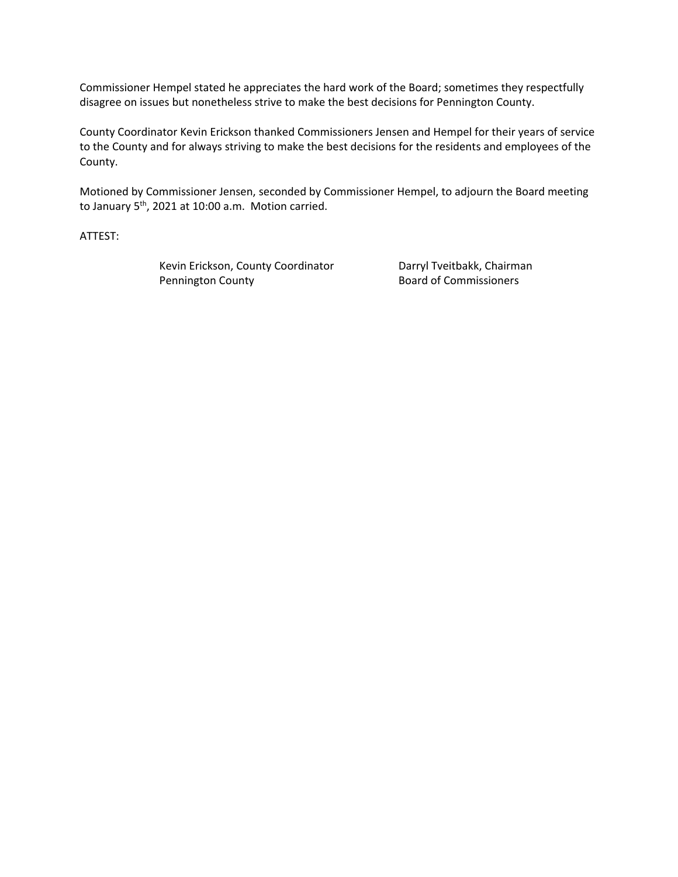Commissioner Hempel stated he appreciates the hard work of the Board; sometimes they respectfully disagree on issues but nonetheless strive to make the best decisions for Pennington County.

County Coordinator Kevin Erickson thanked Commissioners Jensen and Hempel for their years of service to the County and for always striving to make the best decisions for the residents and employees of the County.

Motioned by Commissioner Jensen, seconded by Commissioner Hempel, to adjourn the Board meeting to January 5th, 2021 at 10:00 a.m. Motion carried.

ATTEST:

Kevin Erickson, County Coordinator
Pennington County

Darryl Tveitbakk, Chairman
Board of Commissioners